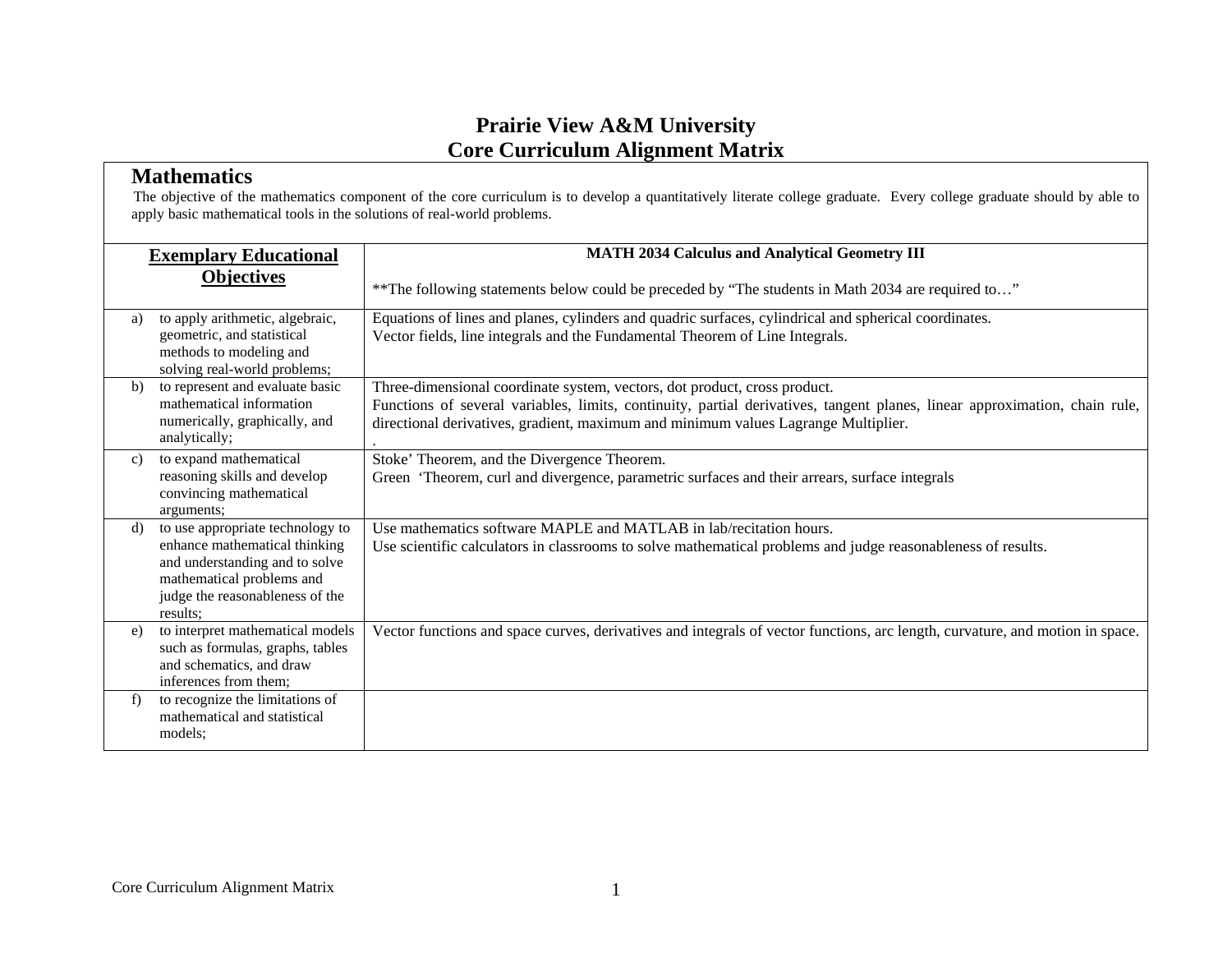# Prairie View A&M University
# Core Curriculum Alignment Matrix

## Mathematics

The objective of the mathematics component of the core curriculum is to develop a quantitatively literate college graduate. Every college graduate should by able to apply basic mathematical tools in the solutions of real-world problems.

| **Exemplary Educational Objectives** | **MATH 2034 Calculus and Analytical Geometry III**<br><br>**The following statements below could be preceded by "The students in Math 2034 are required to…" |
|---|---|
| a) to apply arithmetic, algebraic, geometric, and statistical methods to modeling and solving real-world problems; | Equations of lines and planes, cylinders and quadric surfaces, cylindrical and spherical coordinates.<br>Vector fields, line integrals and the Fundamental Theorem of Line Integrals. |
| b) to represent and evaluate basic mathematical information numerically, graphically, and analytically; | Three-dimensional coordinate system, vectors, dot product, cross product.<br>Functions of several variables, limits, continuity, partial derivatives, tangent planes, linear approximation, chain rule, directional derivatives, gradient, maximum and minimum values Lagrange Multiplier.<br>. |
| c) to expand mathematical reasoning skills and develop convincing mathematical arguments; | Stoke' Theorem, and the Divergence Theorem.<br>Green 'Theorem, curl and divergence, parametric surfaces and their arrears, surface integrals |
| d) to use appropriate technology to enhance mathematical thinking and understanding and to solve mathematical problems and judge the reasonableness of the results; | Use mathematics software MAPLE and MATLAB in lab/recitation hours.<br>Use scientific calculators in classrooms to solve mathematical problems and judge reasonableness of results. |
| e) to interpret mathematical models such as formulas, graphs, tables and schematics, and draw inferences from them; | Vector functions and space curves, derivatives and integrals of vector functions, arc length, curvature, and motion in space. |
| f) to recognize the limitations of mathematical and statistical models; | |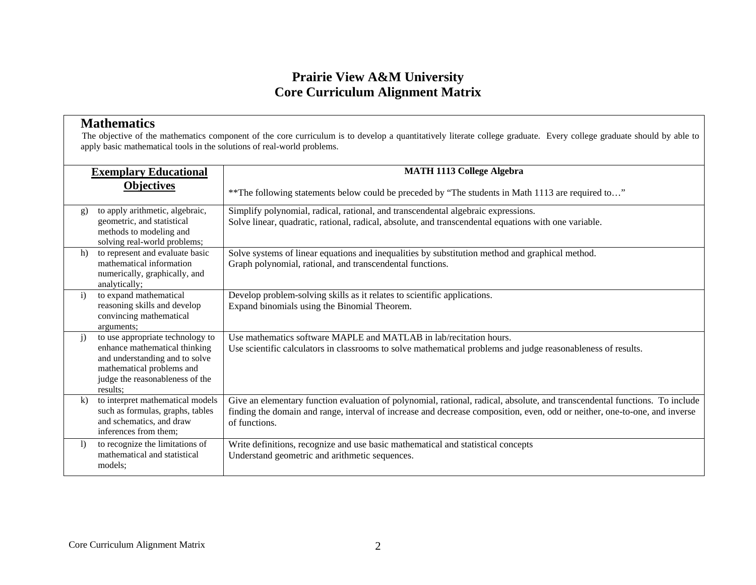# Prairie View A&M University
# Core Curriculum Alignment Matrix

## Mathematics

The objective of the mathematics component of the core curriculum is to develop a quantitatively literate college graduate. Every college graduate should by able to apply basic mathematical tools in the solutions of real-world problems.

| **Exemplary Educational Objectives** | **MATH 1113 College Algebra**<br><br>**The following statements below could be preceded by "The students in Math 1113 are required to…" |
|---|---|
| g) to apply arithmetic, algebraic, geometric, and statistical methods to modeling and solving real-world problems; | Simplify polynomial, radical, rational, and transcendental algebraic expressions.<br>Solve linear, quadratic, rational, radical, absolute, and transcendental equations with one variable. |
| h) to represent and evaluate basic mathematical information numerically, graphically, and analytically; | Solve systems of linear equations and inequalities by substitution method and graphical method.<br>Graph polynomial, rational, and transcendental functions. |
| i) to expand mathematical reasoning skills and develop convincing mathematical arguments; | Develop problem-solving skills as it relates to scientific applications.<br>Expand binomials using the Binomial Theorem. |
| j) to use appropriate technology to enhance mathematical thinking and understanding and to solve mathematical problems and judge the reasonableness of the results; | Use mathematics software MAPLE and MATLAB in lab/recitation hours.<br>Use scientific calculators in classrooms to solve mathematical problems and judge reasonableness of results. |
| k) to interpret mathematical models such as formulas, graphs, tables and schematics, and draw inferences from them; | Give an elementary function evaluation of polynomial, rational, radical, absolute, and transcendental functions. To include finding the domain and range, interval of increase and decrease composition, even, odd or neither, one-to-one, and inverse of functions. |
| l) to recognize the limitations of mathematical and statistical models; | Write definitions, recognize and use basic mathematical and statistical concepts<br>Understand geometric and arithmetic sequences. |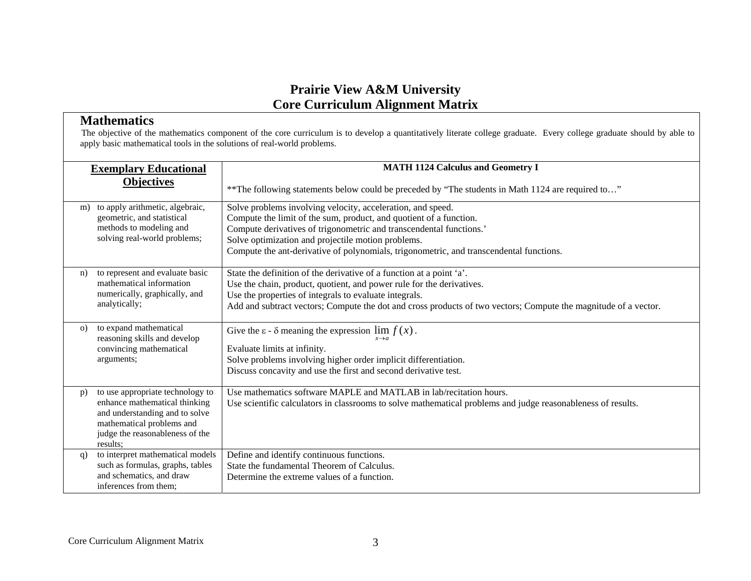# Prairie View A&M University
# Core Curriculum Alignment Matrix

## Mathematics

The objective of the mathematics component of the core curriculum is to develop a quantitatively literate college graduate. Every college graduate should by able to apply basic mathematical tools in the solutions of real-world problems.

| **Exemplary Educational Objectives** | **MATH 1124 Calculus and Geometry I**<br><br>**The following statements below could be preceded by "The students in Math 1124 are required to…" |
|---|---|
| m) to apply arithmetic, algebraic, geometric, and statistical methods to modeling and solving real-world problems; | Solve problems involving velocity, acceleration, and speed.<br>Compute the limit of the sum, product, and quotient of a function.<br>Compute derivatives of trigonometric and transcendental functions.'<br>Solve optimization and projectile motion problems.<br>Compute the ant-derivative of polynomials, trigonometric, and transcendental functions. |
| n) to represent and evaluate basic mathematical information numerically, graphically, and analytically; | State the definition of the derivative of a function at a point 'a'.<br>Use the chain, product, quotient, and power rule for the derivatives.<br>Use the properties of integrals to evaluate integrals.<br>Add and subtract vectors; Compute the dot and cross products of two vectors; Compute the magnitude of a vector. |
| o) to expand mathematical reasoning skills and develop convincing mathematical arguments; | Give the $\varepsilon$ - $\delta$ meaning the expression $\lim_{x \to a} f(x)$.<br>Evaluate limits at infinity.<br>Solve problems involving higher order implicit differentiation.<br>Discuss concavity and use the first and second derivative test. |
| p) to use appropriate technology to enhance mathematical thinking and understanding and to solve mathematical problems and judge the reasonableness of the results; | Use mathematics software MAPLE and MATLAB in lab/recitation hours.<br>Use scientific calculators in classrooms to solve mathematical problems and judge reasonableness of results. |
| q) to interpret mathematical models such as formulas, graphs, tables and schematics, and draw inferences from them; | Define and identify continuous functions.<br>State the fundamental Theorem of Calculus.<br>Determine the extreme values of a function. |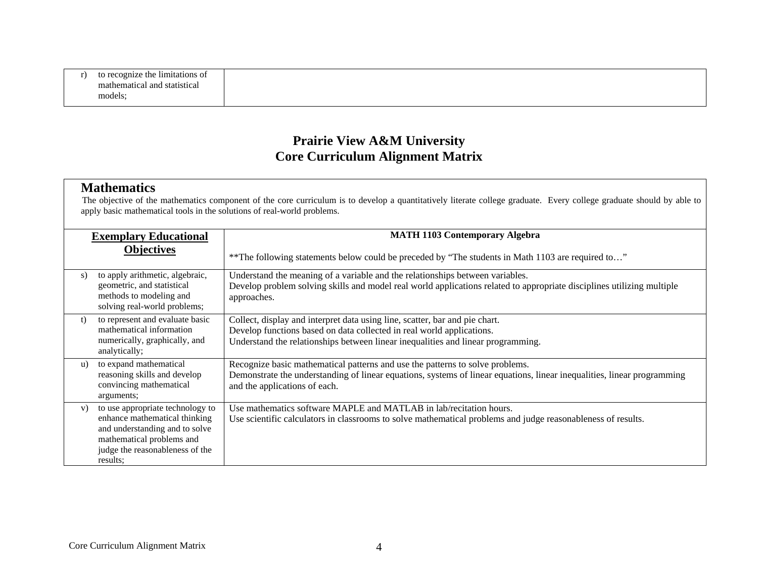| | |
|---|---|
| r) to recognize the limitations of mathematical and statistical models; | |

# Prairie View A&M University
# Core Curriculum Alignment Matrix

## Mathematics

The objective of the mathematics component of the core curriculum is to develop a quantitatively literate college graduate. Every college graduate should by able to apply basic mathematical tools in the solutions of real-world problems.

| **Exemplary Educational Objectives** | **MATH 1103 Contemporary Algebra**<br><br>**The following statements below could be preceded by "The students in Math 1103 are required to…" |
|---|---|
| s) to apply arithmetic, algebraic, geometric, and statistical methods to modeling and solving real-world problems; | Understand the meaning of a variable and the relationships between variables.<br>Develop problem solving skills and model real world applications related to appropriate disciplines utilizing multiple approaches. |
| t) to represent and evaluate basic mathematical information numerically, graphically, and analytically; | Collect, display and interpret data using line, scatter, bar and pie chart.<br>Develop functions based on data collected in real world applications.<br>Understand the relationships between linear inequalities and linear programming. |
| u) to expand mathematical reasoning skills and develop convincing mathematical arguments; | Recognize basic mathematical patterns and use the patterns to solve problems.<br>Demonstrate the understanding of linear equations, systems of linear equations, linear inequalities, linear programming and the applications of each. |
| v) to use appropriate technology to enhance mathematical thinking and understanding and to solve mathematical problems and judge the reasonableness of the results; | Use mathematics software MAPLE and MATLAB in lab/recitation hours.<br>Use scientific calculators in classrooms to solve mathematical problems and judge reasonableness of results. |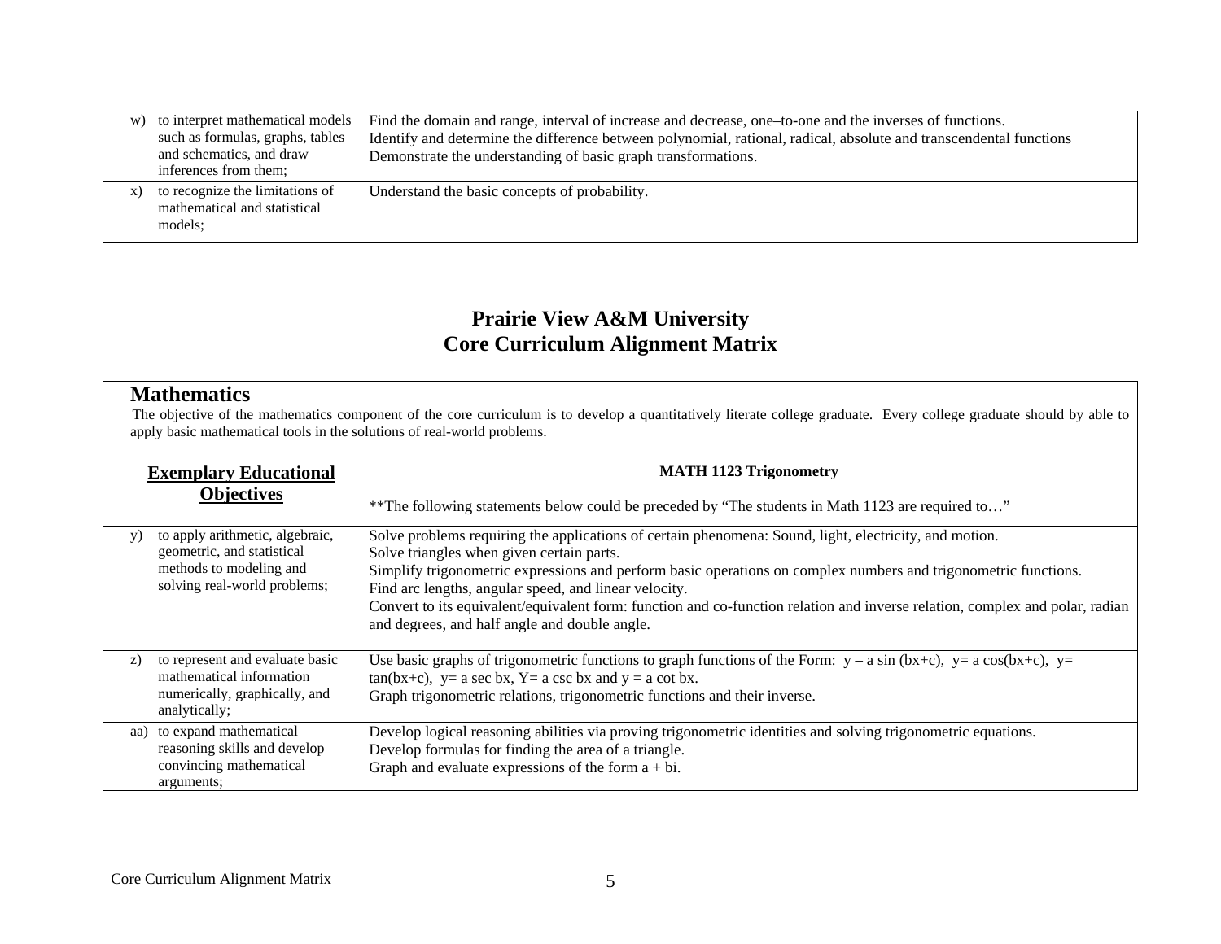| | |
|---|---|
| w) to interpret mathematical models such as formulas, graphs, tables and schematics, and draw inferences from them; | Find the domain and range, interval of increase and decrease, one–to-one and the inverses of functions.<br>Identify and determine the difference between polynomial, rational, radical, absolute and transcendental functions<br>Demonstrate the understanding of basic graph transformations. |
| x) to recognize the limitations of mathematical and statistical models; | Understand the basic concepts of probability. |

# Prairie View A&M University
# Core Curriculum Alignment Matrix

## Mathematics

The objective of the mathematics component of the core curriculum is to develop a quantitatively literate college graduate. Every college graduate should by able to apply basic mathematical tools in the solutions of real-world problems.

| **Exemplary Educational Objectives** | **MATH 1123 Trigonometry**<br><br>**The following statements below could be preceded by "The students in Math 1123 are required to…" |
|---|---|
| y) to apply arithmetic, algebraic, geometric, and statistical methods to modeling and solving real-world problems; | Solve problems requiring the applications of certain phenomena: Sound, light, electricity, and motion.<br>Solve triangles when given certain parts.<br>Simplify trigonometric expressions and perform basic operations on complex numbers and trigonometric functions.<br>Find arc lengths, angular speed, and linear velocity.<br>Convert to its equivalent/equivalent form: function and co-function relation and inverse relation, complex and polar, radian and degrees, and half angle and double angle. |
| z) to represent and evaluate basic mathematical information numerically, graphically, and analytically; | Use basic graphs of trigonometric functions to graph functions of the Form: $y – a \sin (bx+c)$, $y= a \cos(bx+c)$, $y= \tan(bx+c)$, $y= a \sec bx$, $Y= a \csc bx$ and $y = a \cot bx$.<br>Graph trigonometric relations, trigonometric functions and their inverse. |
| aa) to expand mathematical reasoning skills and develop convincing mathematical arguments; | Develop logical reasoning abilities via proving trigonometric identities and solving trigonometric equations.<br>Develop formulas for finding the area of a triangle.<br>Graph and evaluate expressions of the form $a + bi$. |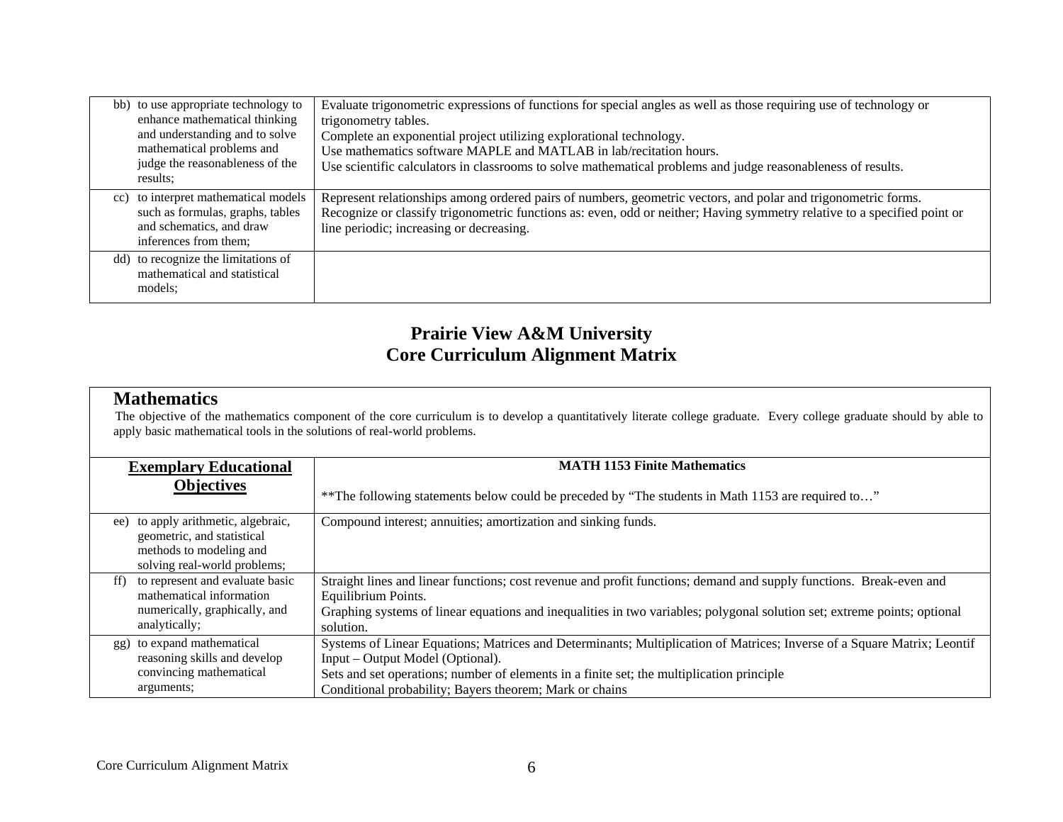| | |
|---|---|
| bb) to use appropriate technology to enhance mathematical thinking and understanding and to solve mathematical problems and judge the reasonableness of the results; | Evaluate trigonometric expressions of functions for special angles as well as those requiring use of technology or trigonometry tables.<br>Complete an exponential project utilizing explorational technology.<br>Use mathematics software MAPLE and MATLAB in lab/recitation hours.<br>Use scientific calculators in classrooms to solve mathematical problems and judge reasonableness of results. |
| cc) to interpret mathematical models such as formulas, graphs, tables and schematics, and draw inferences from them; | Represent relationships among ordered pairs of numbers, geometric vectors, and polar and trigonometric forms.<br>Recognize or classify trigonometric functions as: even, odd or neither; Having symmetry relative to a specified point or line periodic; increasing or decreasing. |
| dd) to recognize the limitations of mathematical and statistical models; | |

## Prairie View A&M University
## Core Curriculum Alignment Matrix

### Mathematics

The objective of the mathematics component of the core curriculum is to develop a quantitatively literate college graduate. Every college graduate should by able to apply basic mathematical tools in the solutions of real-world problems.

| **Exemplary Educational Objectives** | **MATH 1153 Finite Mathematics**<br><br>**The following statements below could be preceded by "The students in Math 1153 are required to…" |
|---|---|
| ee) to apply arithmetic, algebraic, geometric, and statistical methods to modeling and solving real-world problems; | Compound interest; annuities; amortization and sinking funds. |
| ff) to represent and evaluate basic mathematical information numerically, graphically, and analytically; | Straight lines and linear functions; cost revenue and profit functions; demand and supply functions. Break-even and Equilibrium Points.<br>Graphing systems of linear equations and inequalities in two variables; polygonal solution set; extreme points; optional solution. |
| gg) to expand mathematical reasoning skills and develop convincing mathematical arguments; | Systems of Linear Equations; Matrices and Determinants; Multiplication of Matrices; Inverse of a Square Matrix; Leontif Input – Output Model (Optional).<br>Sets and set operations; number of elements in a finite set; the multiplication principle<br>Conditional probability; Bayers theorem; Mark or chains |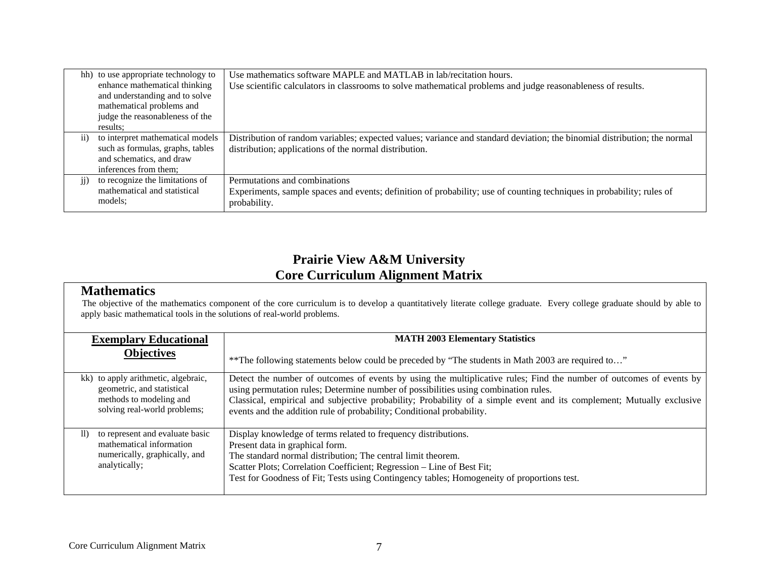| | |
|---|---|
| hh) to use appropriate technology to enhance mathematical thinking and understanding and to solve mathematical problems and judge the reasonableness of the results; | Use mathematics software MAPLE and MATLAB in lab/recitation hours.<br>Use scientific calculators in classrooms to solve mathematical problems and judge reasonableness of results. |
| ii) to interpret mathematical models such as formulas, graphs, tables and schematics, and draw inferences from them; | Distribution of random variables; expected values; variance and standard deviation; the binomial distribution; the normal distribution; applications of the normal distribution. |
| jj) to recognize the limitations of mathematical and statistical models; | Permutations and combinations<br>Experiments, sample spaces and events; definition of probability; use of counting techniques in probability; rules of probability. |

# Prairie View A&M University
# Core Curriculum Alignment Matrix

## Mathematics

The objective of the mathematics component of the core curriculum is to develop a quantitatively literate college graduate. Every college graduate should by able to apply basic mathematical tools in the solutions of real-world problems.

| **Exemplary Educational Objectives** | **MATH 2003 Elementary Statistics**<br><br>**The following statements below could be preceded by "The students in Math 2003 are required to…" |
|---|---|
| kk) to apply arithmetic, algebraic, geometric, and statistical methods to modeling and solving real-world problems; | Detect the number of outcomes of events by using the multiplicative rules; Find the number of outcomes of events by using permutation rules; Determine number of possibilities using combination rules.<br>Classical, empirical and subjective probability; Probability of a simple event and its complement; Mutually exclusive events and the addition rule of probability; Conditional probability. |
| ll) to represent and evaluate basic mathematical information numerically, graphically, and analytically; | Display knowledge of terms related to frequency distributions.<br>Present data in graphical form.<br>The standard normal distribution; The central limit theorem.<br>Scatter Plots; Correlation Coefficient; Regression – Line of Best Fit;<br>Test for Goodness of Fit; Tests using Contingency tables; Homogeneity of proportions test. |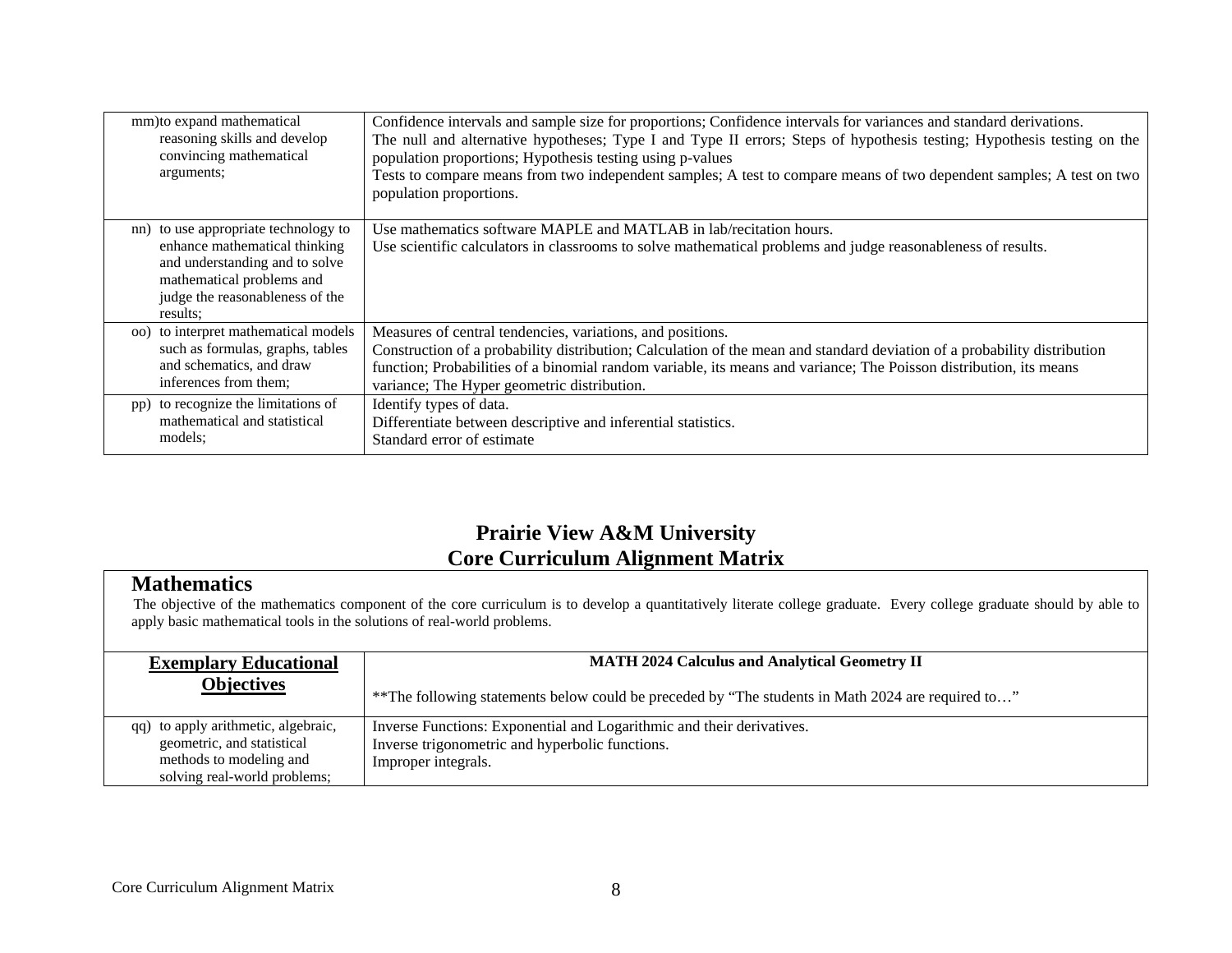| | |
|---|---|
| mm) to expand mathematical reasoning skills and develop convincing mathematical arguments; | Confidence intervals and sample size for proportions; Confidence intervals for variances and standard derivations.<br>The null and alternative hypotheses; Type I and Type II errors; Steps of hypothesis testing; Hypothesis testing on the population proportions; Hypothesis testing using p-values<br>Tests to compare means from two independent samples; A test to compare means of two dependent samples; A test on two population proportions. |
| nn) to use appropriate technology to enhance mathematical thinking and understanding and to solve mathematical problems and judge the reasonableness of the results; | Use mathematics software MAPLE and MATLAB in lab/recitation hours.<br>Use scientific calculators in classrooms to solve mathematical problems and judge reasonableness of results. |
| oo) to interpret mathematical models such as formulas, graphs, tables and schematics, and draw inferences from them; | Measures of central tendencies, variations, and positions.<br>Construction of a probability distribution; Calculation of the mean and standard deviation of a probability distribution function; Probabilities of a binomial random variable, its means and variance; The Poisson distribution, its means variance; The Hyper geometric distribution. |
| pp) to recognize the limitations of mathematical and statistical models; | Identify types of data.<br>Differentiate between descriptive and inferential statistics.<br>Standard error of estimate |

# Prairie View A&M University
# Core Curriculum Alignment Matrix

## Mathematics

The objective of the mathematics component of the core curriculum is to develop a quantitatively literate college graduate. Every college graduate should by able to apply basic mathematical tools in the solutions of real-world problems.

| **Exemplary Educational Objectives** | **MATH 2024 Calculus and Analytical Geometry II**<br><br>**The following statements below could be preceded by "The students in Math 2024 are required to…" |
|---|---|
| qq) to apply arithmetic, algebraic, geometric, and statistical methods to modeling and solving real-world problems; | Inverse Functions: Exponential and Logarithmic and their derivatives.<br>Inverse trigonometric and hyperbolic functions.<br>Improper integrals. |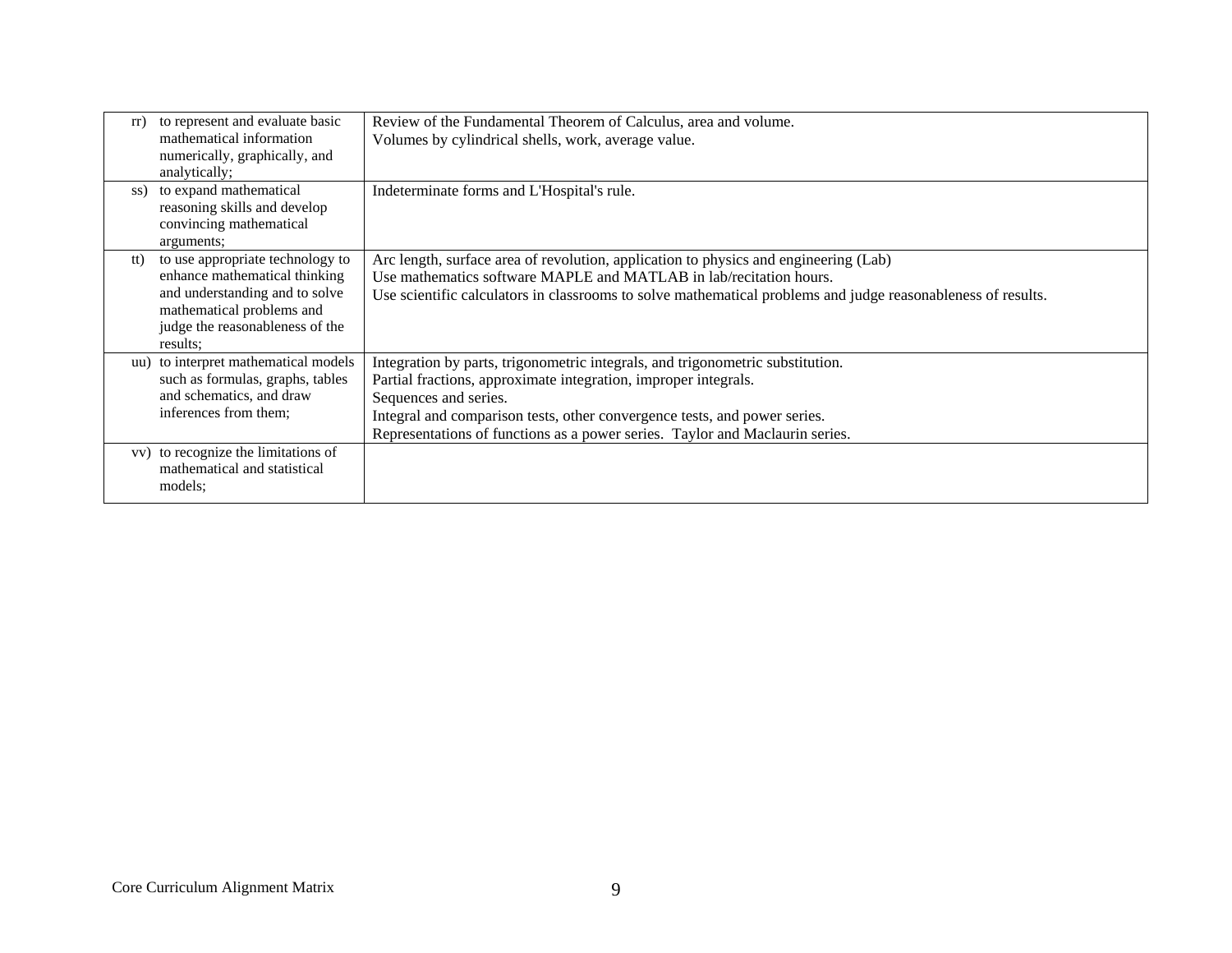| | |
|---|---|
| rr) to represent and evaluate basic mathematical information numerically, graphically, and analytically; | Review of the Fundamental Theorem of Calculus, area and volume.<br>Volumes by cylindrical shells, work, average value. |
| ss) to expand mathematical reasoning skills and develop convincing mathematical arguments; | Indeterminate forms and L'Hospital's rule. |
| tt) to use appropriate technology to enhance mathematical thinking and understanding and to solve mathematical problems and judge the reasonableness of the results; | Arc length, surface area of revolution, application to physics and engineering (Lab)<br>Use mathematics software MAPLE and MATLAB in lab/recitation hours.<br>Use scientific calculators in classrooms to solve mathematical problems and judge reasonableness of results. |
| uu) to interpret mathematical models such as formulas, graphs, tables and schematics, and draw inferences from them; | Integration by parts, trigonometric integrals, and trigonometric substitution.<br>Partial fractions, approximate integration, improper integrals.<br>Sequences and series.<br>Integral and comparison tests, other convergence tests, and power series.<br>Representations of functions as a power series. Taylor and Maclaurin series. |
| vv) to recognize the limitations of mathematical and statistical models; | |